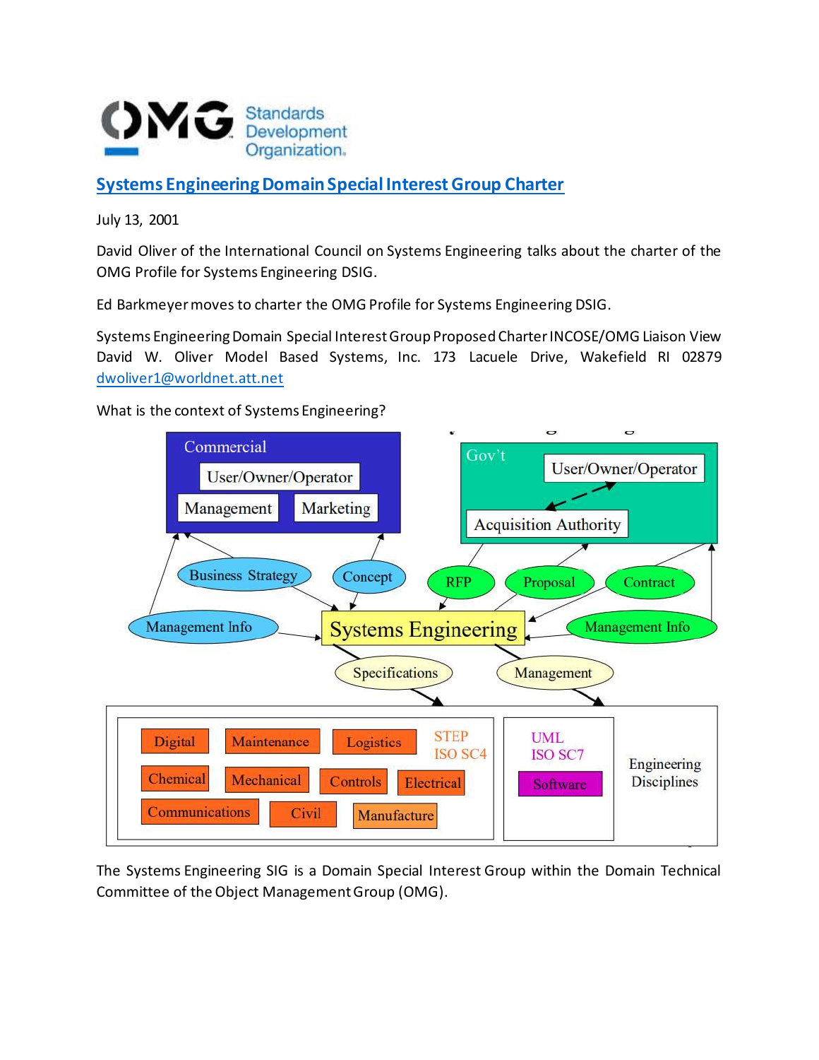# Systems Engineering Domain Special Interest Group Charter

July 13, 2001

David Oliver of the International Council on Systems Engineering talks about the charter of the OMG Profile for Systems Engineering DSIG.

Ed Barkmeyer moves to charter the OMG Profile for Systems Engineering DSIG.

Systems Engineering Domain Special Interest Group Proposed Charter INCOSE/OMG Liaison View David W. Oliver Model Based Systems, Inc. 173 Lacuele Drive, Wakefield RI 02879 dwoliver1@worldnet.att.net

What is the context of Systems Engineering?

Commercial

User/Owner/Operator

Management

Marketing

Gov't

User/Owner/Operator

Acquisition Authority

Business Strategy

Concept

RFP

Proposal

Contract

Management Info

Systems Engineering

Management Info

Specifications

Management

Digital

Maintenance

Logistics

STEP ISO SC4

Chemical

Mechanical

Controls

Electrical

Communications

Civil

Manufacture

UML ISO SC7

Software

Engineering Disciplines

The Systems Engineering SIG is a Domain Special Interest Group within the Domain Technical Committee of the Object Management Group (OMG).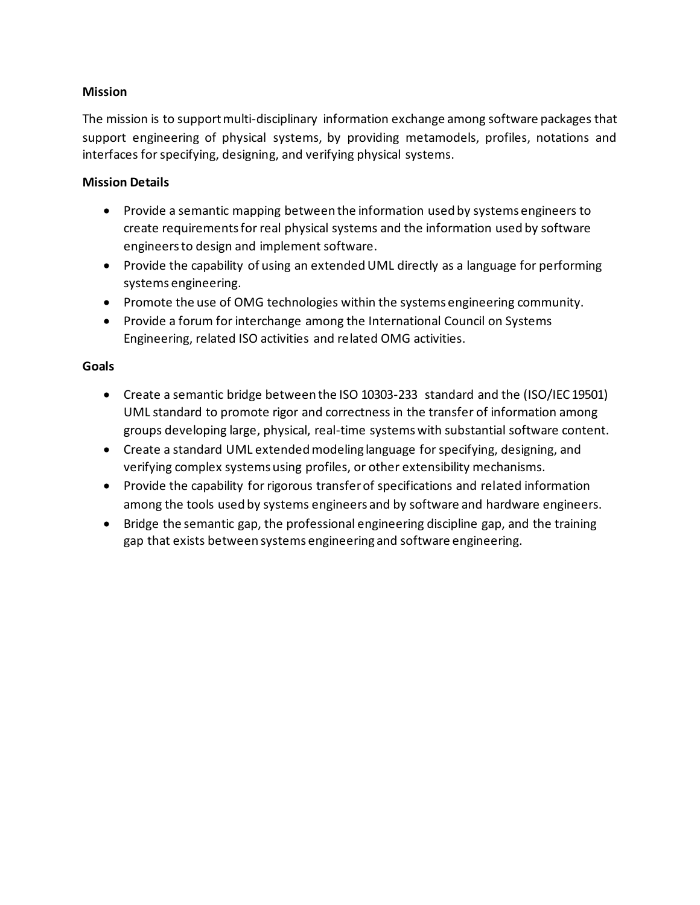**Mission**

The mission is to support multi-disciplinary information exchange among software packages that support engineering of physical systems, by providing metamodels, profiles, notations and interfaces for specifying, designing, and verifying physical systems.

**Mission Details**

- Provide a semantic mapping between the information used by systems engineers to create requirements for real physical systems and the information used by software engineers to design and implement software.
- Provide the capability of using an extended UML directly as a language for performing systems engineering.
- Promote the use of OMG technologies within the systems engineering community.
- Provide a forum for interchange among the International Council on Systems Engineering, related ISO activities and related OMG activities.

**Goals**

- Create a semantic bridge between the ISO 10303-233 standard and the (ISO/IEC 19501) UML standard to promote rigor and correctness in the transfer of information among groups developing large, physical, real-time systems with substantial software content.
- Create a standard UML extended modeling language for specifying, designing, and verifying complex systems using profiles, or other extensibility mechanisms.
- Provide the capability for rigorous transfer of specifications and related information among the tools used by systems engineers and by software and hardware engineers.
- Bridge the semantic gap, the professional engineering discipline gap, and the training gap that exists between systems engineering and software engineering.